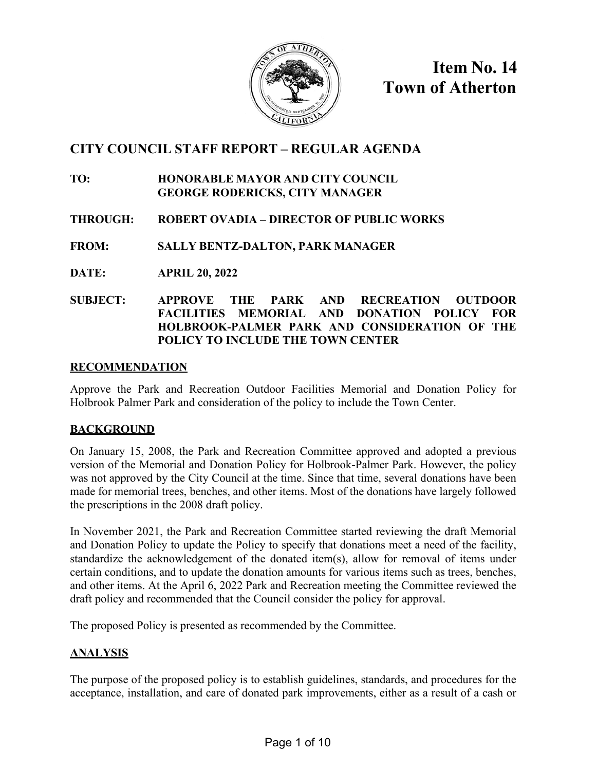# Item No. 14
# Town of Atherton

## CITY COUNCIL STAFF REPORT – REGULAR AGENDA

**TO:** **HONORABLE MAYOR AND CITY COUNCIL**
**GEORGE RODERICKS, CITY MANAGER**

**THROUGH:** **ROBERT OVADIA – DIRECTOR OF PUBLIC WORKS**

**FROM:** **SALLY BENTZ-DALTON, PARK MANAGER**

**DATE:** **APRIL 20, 2022**

**SUBJECT:** **APPROVE THE PARK AND RECREATION OUTDOOR FACILITIES MEMORIAL AND DONATION POLICY FOR HOLBROOK-PALMER PARK AND CONSIDERATION OF THE POLICY TO INCLUDE THE TOWN CENTER**

### RECOMMENDATION

Approve the Park and Recreation Outdoor Facilities Memorial and Donation Policy for Holbrook Palmer Park and consideration of the policy to include the Town Center.

### BACKGROUND

On January 15, 2008, the Park and Recreation Committee approved and adopted a previous version of the Memorial and Donation Policy for Holbrook-Palmer Park. However, the policy was not approved by the City Council at the time. Since that time, several donations have been made for memorial trees, benches, and other items. Most of the donations have largely followed the prescriptions in the 2008 draft policy.

In November 2021, the Park and Recreation Committee started reviewing the draft Memorial and Donation Policy to update the Policy to specify that donations meet a need of the facility, standardize the acknowledgement of the donated item(s), allow for removal of items under certain conditions, and to update the donation amounts for various items such as trees, benches, and other items. At the April 6, 2022 Park and Recreation meeting the Committee reviewed the draft policy and recommended that the Council consider the policy for approval.

The proposed Policy is presented as recommended by the Committee.

### ANALYSIS

The purpose of the proposed policy is to establish guidelines, standards, and procedures for the acceptance, installation, and care of donated park improvements, either as a result of a cash or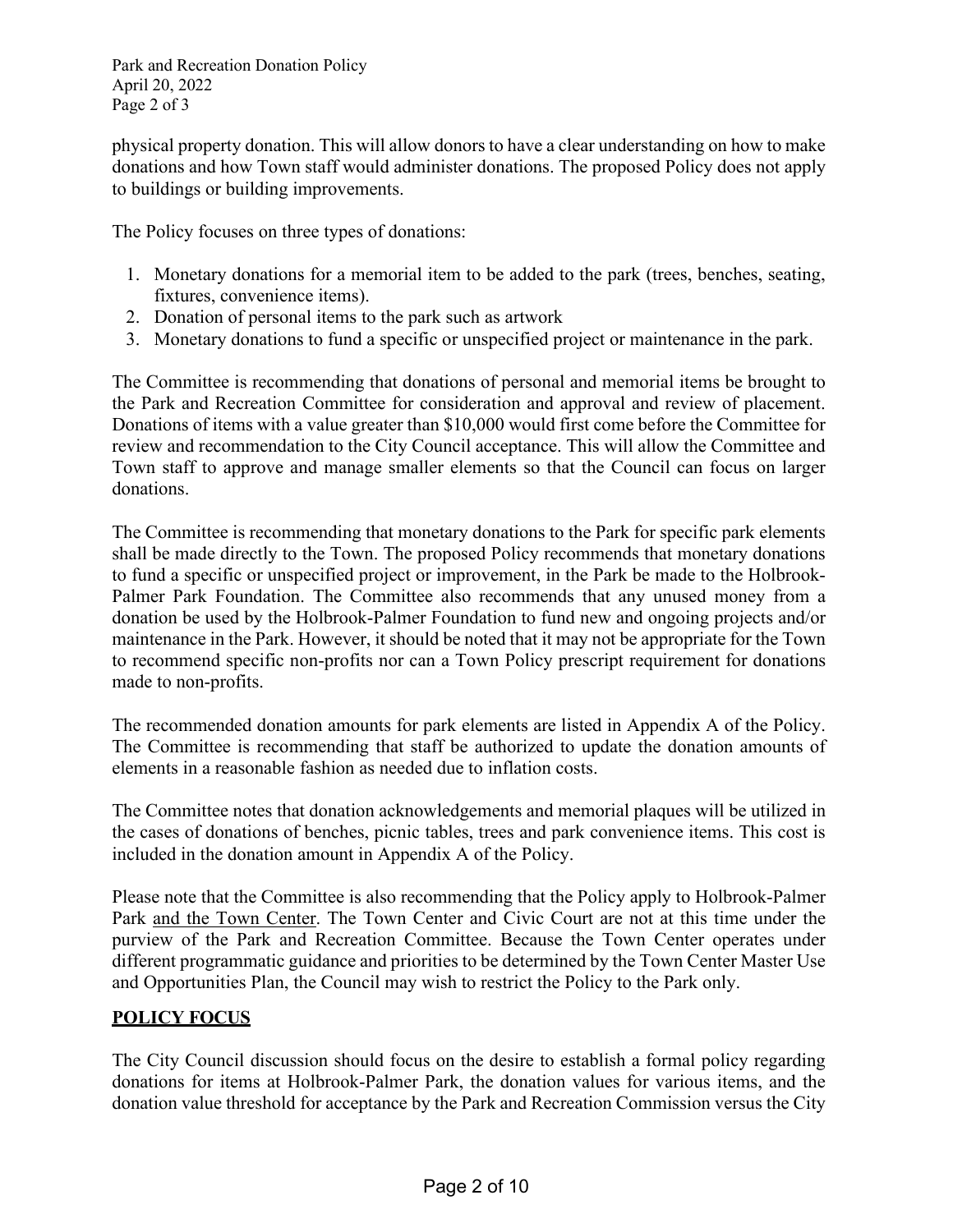physical property donation. This will allow donors to have a clear understanding on how to make donations and how Town staff would administer donations. The proposed Policy does not apply to buildings or building improvements.

The Policy focuses on three types of donations:

1. Monetary donations for a memorial item to be added to the park (trees, benches, seating, fixtures, convenience items).
2. Donation of personal items to the park such as artwork
3. Monetary donations to fund a specific or unspecified project or maintenance in the park.

The Committee is recommending that donations of personal and memorial items be brought to the Park and Recreation Committee for consideration and approval and review of placement. Donations of items with a value greater than $10,000 would first come before the Committee for review and recommendation to the City Council acceptance. This will allow the Committee and Town staff to approve and manage smaller elements so that the Council can focus on larger donations.

The Committee is recommending that monetary donations to the Park for specific park elements shall be made directly to the Town. The proposed Policy recommends that monetary donations to fund a specific or unspecified project or improvement, in the Park be made to the Holbrook-Palmer Park Foundation. The Committee also recommends that any unused money from a donation be used by the Holbrook-Palmer Foundation to fund new and ongoing projects and/or maintenance in the Park. However, it should be noted that it may not be appropriate for the Town to recommend specific non-profits nor can a Town Policy prescript requirement for donations made to non-profits.

The recommended donation amounts for park elements are listed in Appendix A of the Policy. The Committee is recommending that staff be authorized to update the donation amounts of elements in a reasonable fashion as needed due to inflation costs.

The Committee notes that donation acknowledgements and memorial plaques will be utilized in the cases of donations of benches, picnic tables, trees and park convenience items. This cost is included in the donation amount in Appendix A of the Policy.

Please note that the Committee is also recommending that the Policy apply to Holbrook-Palmer Park <u>and the Town Center</u>. The Town Center and Civic Court are not at this time under the purview of the Park and Recreation Committee. Because the Town Center operates under different programmatic guidance and priorities to be determined by the Town Center Master Use and Opportunities Plan, the Council may wish to restrict the Policy to the Park only.

## POLICY FOCUS

The City Council discussion should focus on the desire to establish a formal policy regarding donations for items at Holbrook-Palmer Park, the donation values for various items, and the donation value threshold for acceptance by the Park and Recreation Commission versus the City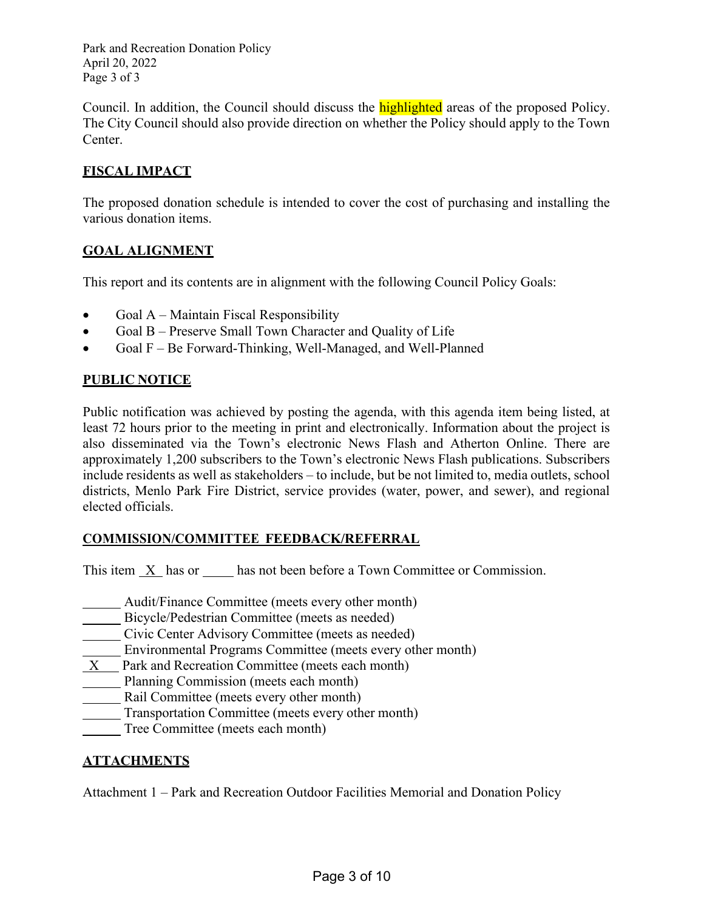Council. In addition, the Council should discuss the highlighted areas of the proposed Policy. The City Council should also provide direction on whether the Policy should apply to the Town Center.

## FISCAL IMPACT

The proposed donation schedule is intended to cover the cost of purchasing and installing the various donation items.

## GOAL ALIGNMENT

This report and its contents are in alignment with the following Council Policy Goals:

- Goal A – Maintain Fiscal Responsibility
- Goal B – Preserve Small Town Character and Quality of Life
- Goal F – Be Forward-Thinking, Well-Managed, and Well-Planned

## PUBLIC NOTICE

Public notification was achieved by posting the agenda, with this agenda item being listed, at least 72 hours prior to the meeting in print and electronically. Information about the project is also disseminated via the Town's electronic News Flash and Atherton Online. There are approximately 1,200 subscribers to the Town's electronic News Flash publications. Subscribers include residents as well as stakeholders – to include, but be not limited to, media outlets, school districts, Menlo Park Fire District, service provides (water, power, and sewer), and regional elected officials.

## COMMISSION/COMMITTEE FEEDBACK/REFERRAL

This item \_X\_ has or \_\_\_\_ has not been before a Town Committee or Commission.

\_\_\_\_\_ Audit/Finance Committee (meets every other month)
\_\_\_\_\_ Bicycle/Pedestrian Committee (meets as needed)
\_\_\_\_\_ Civic Center Advisory Committee (meets as needed)
\_\_\_\_\_ Environmental Programs Committee (meets every other month)
\_X\_\_ Park and Recreation Committee (meets each month)
\_\_\_\_\_ Planning Commission (meets each month)
\_\_\_\_\_ Rail Committee (meets every other month)
\_\_\_\_\_ Transportation Committee (meets every other month)
\_\_\_\_\_ Tree Committee (meets each month)

## ATTACHMENTS

Attachment 1 – Park and Recreation Outdoor Facilities Memorial and Donation Policy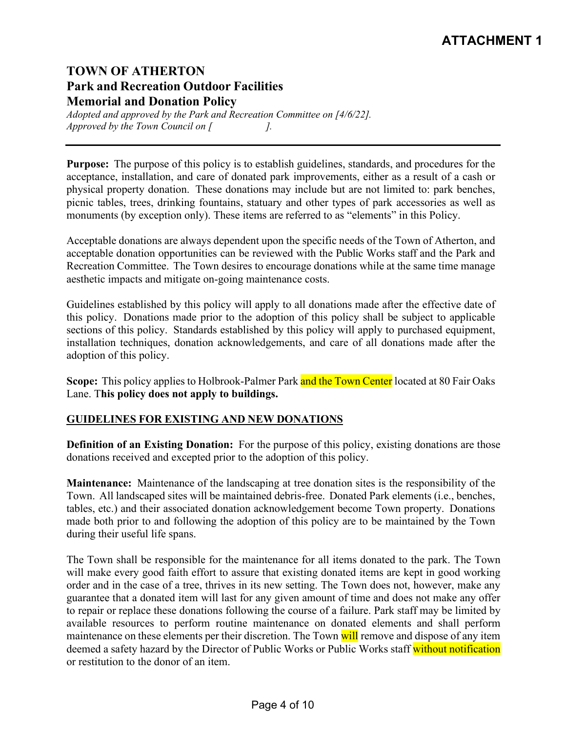**ATTACHMENT 1**

# TOWN OF ATHERTON
## Park and Recreation Outdoor Facilities
## Memorial and Donation Policy

*Adopted and approved by the Park and Recreation Committee on [4/6/22].*
*Approved by the Town Council on [ ].*

---

**Purpose:** The purpose of this policy is to establish guidelines, standards, and procedures for the acceptance, installation, and care of donated park improvements, either as a result of a cash or physical property donation. These donations may include but are not limited to: park benches, picnic tables, trees, drinking fountains, statuary and other types of park accessories as well as monuments (by exception only). These items are referred to as "elements" in this Policy.

Acceptable donations are always dependent upon the specific needs of the Town of Atherton, and acceptable donation opportunities can be reviewed with the Public Works staff and the Park and Recreation Committee. The Town desires to encourage donations while at the same time manage aesthetic impacts and mitigate on-going maintenance costs.

Guidelines established by this policy will apply to all donations made after the effective date of this policy. Donations made prior to the adoption of this policy shall be subject to applicable sections of this policy. Standards established by this policy will apply to purchased equipment, installation techniques, donation acknowledgements, and care of all donations made after the adoption of this policy.

**Scope:** This policy applies to Holbrook-Palmer Park and the Town Center located at 80 Fair Oaks Lane. T**his policy does not apply to buildings.**

**GUIDELINES FOR EXISTING AND NEW DONATIONS**

**Definition of an Existing Donation:** For the purpose of this policy, existing donations are those donations received and excepted prior to the adoption of this policy.

**Maintenance:** Maintenance of the landscaping at tree donation sites is the responsibility of the Town. All landscaped sites will be maintained debris-free. Donated Park elements (i.e., benches, tables, etc.) and their associated donation acknowledgement become Town property. Donations made both prior to and following the adoption of this policy are to be maintained by the Town during their useful life spans.

The Town shall be responsible for the maintenance for all items donated to the park. The Town will make every good faith effort to assure that existing donated items are kept in good working order and in the case of a tree, thrives in its new setting. The Town does not, however, make any guarantee that a donated item will last for any given amount of time and does not make any offer to repair or replace these donations following the course of a failure. Park staff may be limited by available resources to perform routine maintenance on donated elements and shall perform maintenance on these elements per their discretion. The Town will remove and dispose of any item deemed a safety hazard by the Director of Public Works or Public Works staff without notification or restitution to the donor of an item.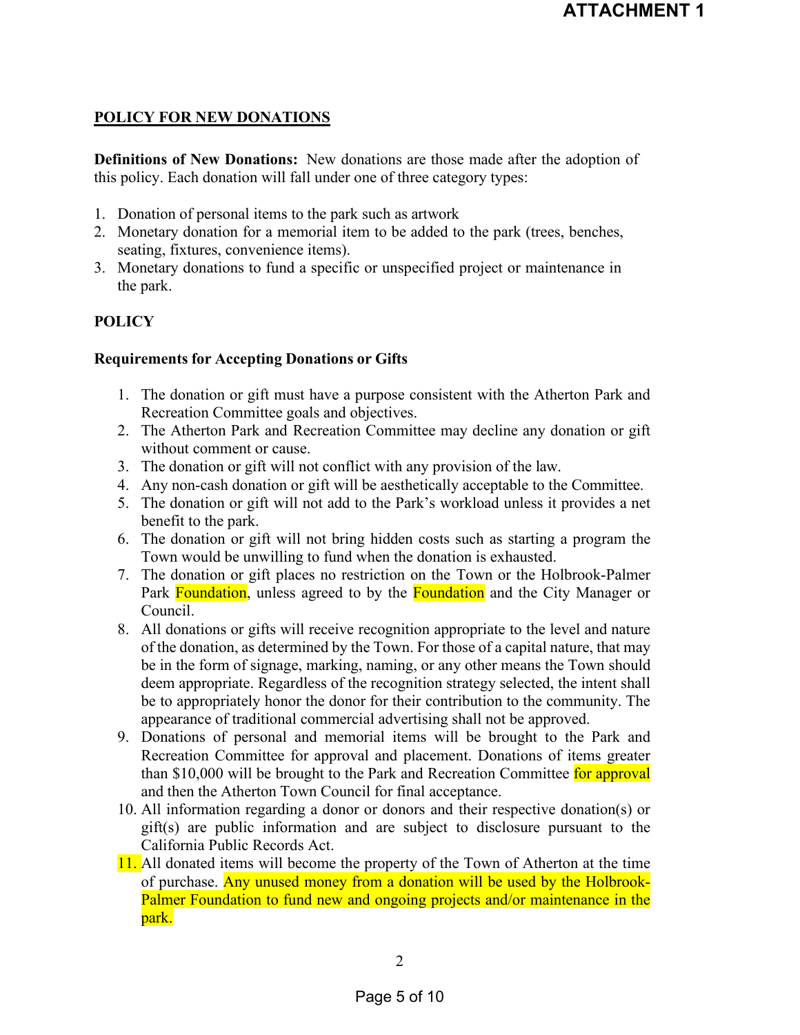**ATTACHMENT 1**

## POLICY FOR NEW DONATIONS

**Definitions of New Donations:** New donations are those made after the adoption of this policy. Each donation will fall under one of three category types:

1. Donation of personal items to the park such as artwork
2. Monetary donation for a memorial item to be added to the park (trees, benches, seating, fixtures, convenience items).
3. Monetary donations to fund a specific or unspecified project or maintenance in the park.

## POLICY

### Requirements for Accepting Donations or Gifts

1. The donation or gift must have a purpose consistent with the Atherton Park and Recreation Committee goals and objectives.
2. The Atherton Park and Recreation Committee may decline any donation or gift without comment or cause.
3. The donation or gift will not conflict with any provision of the law.
4. Any non-cash donation or gift will be aesthetically acceptable to the Committee.
5. The donation or gift will not add to the Park's workload unless it provides a net benefit to the park.
6. The donation or gift will not bring hidden costs such as starting a program the Town would be unwilling to fund when the donation is exhausted.
7. The donation or gift places no restriction on the Town or the Holbrook-Palmer Park Foundation, unless agreed to by the Foundation and the City Manager or Council.
8. All donations or gifts will receive recognition appropriate to the level and nature of the donation, as determined by the Town. For those of a capital nature, that may be in the form of signage, marking, naming, or any other means the Town should deem appropriate. Regardless of the recognition strategy selected, the intent shall be to appropriately honor the donor for their contribution to the community. The appearance of traditional commercial advertising shall not be approved.
9. Donations of personal and memorial items will be brought to the Park and Recreation Committee for approval and placement. Donations of items greater than $10,000 will be brought to the Park and Recreation Committee for approval and then the Atherton Town Council for final acceptance.
10. All information regarding a donor or donors and their respective donation(s) or gift(s) are public information and are subject to disclosure pursuant to the California Public Records Act.
11. All donated items will become the property of the Town of Atherton at the time of purchase. Any unused money from a donation will be used by the Holbrook-Palmer Foundation to fund new and ongoing projects and/or maintenance in the park.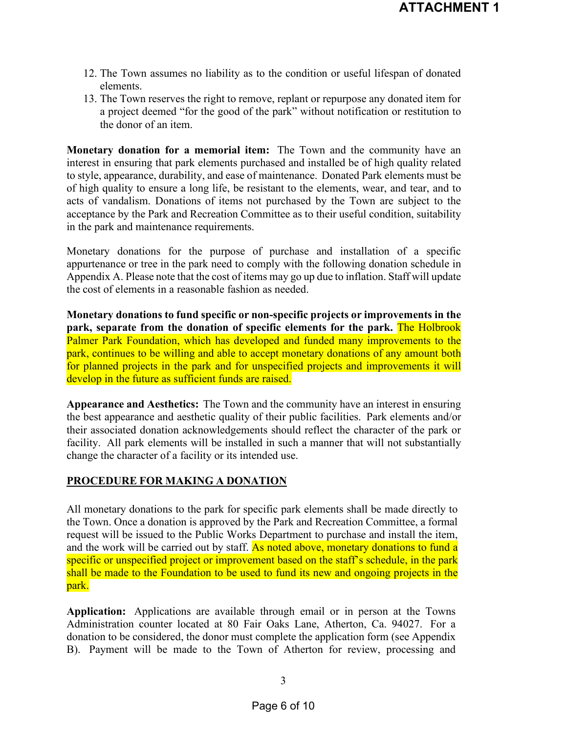12. The Town assumes no liability as to the condition or useful lifespan of donated elements.
13. The Town reserves the right to remove, replant or repurpose any donated item for a project deemed "for the good of the park" without notification or restitution to the donor of an item.

**Monetary donation for a memorial item:** The Town and the community have an interest in ensuring that park elements purchased and installed be of high quality related to style, appearance, durability, and ease of maintenance. Donated Park elements must be of high quality to ensure a long life, be resistant to the elements, wear, and tear, and to acts of vandalism. Donations of items not purchased by the Town are subject to the acceptance by the Park and Recreation Committee as to their useful condition, suitability in the park and maintenance requirements.

Monetary donations for the purpose of purchase and installation of a specific appurtenance or tree in the park need to comply with the following donation schedule in Appendix A. Please note that the cost of items may go up due to inflation. Staff will update the cost of elements in a reasonable fashion as needed.

**Monetary donations to fund specific or non-specific projects or improvements in the park, separate from the donation of specific elements for the park.** The Holbrook Palmer Park Foundation, which has developed and funded many improvements to the park, continues to be willing and able to accept monetary donations of any amount both for planned projects in the park and for unspecified projects and improvements it will develop in the future as sufficient funds are raised.

**Appearance and Aesthetics:** The Town and the community have an interest in ensuring the best appearance and aesthetic quality of their public facilities. Park elements and/or their associated donation acknowledgements should reflect the character of the park or facility. All park elements will be installed in such a manner that will not substantially change the character of a facility or its intended use.

## PROCEDURE FOR MAKING A DONATION

All monetary donations to the park for specific park elements shall be made directly to the Town. Once a donation is approved by the Park and Recreation Committee, a formal request will be issued to the Public Works Department to purchase and install the item, and the work will be carried out by staff. As noted above, monetary donations to fund a specific or unspecified project or improvement based on the staff's schedule, in the park shall be made to the Foundation to be used to fund its new and ongoing projects in the park.

**Application:** Applications are available through email or in person at the Towns Administration counter located at 80 Fair Oaks Lane, Atherton, Ca. 94027. For a donation to be considered, the donor must complete the application form (see Appendix B). Payment will be made to the Town of Atherton for review, processing and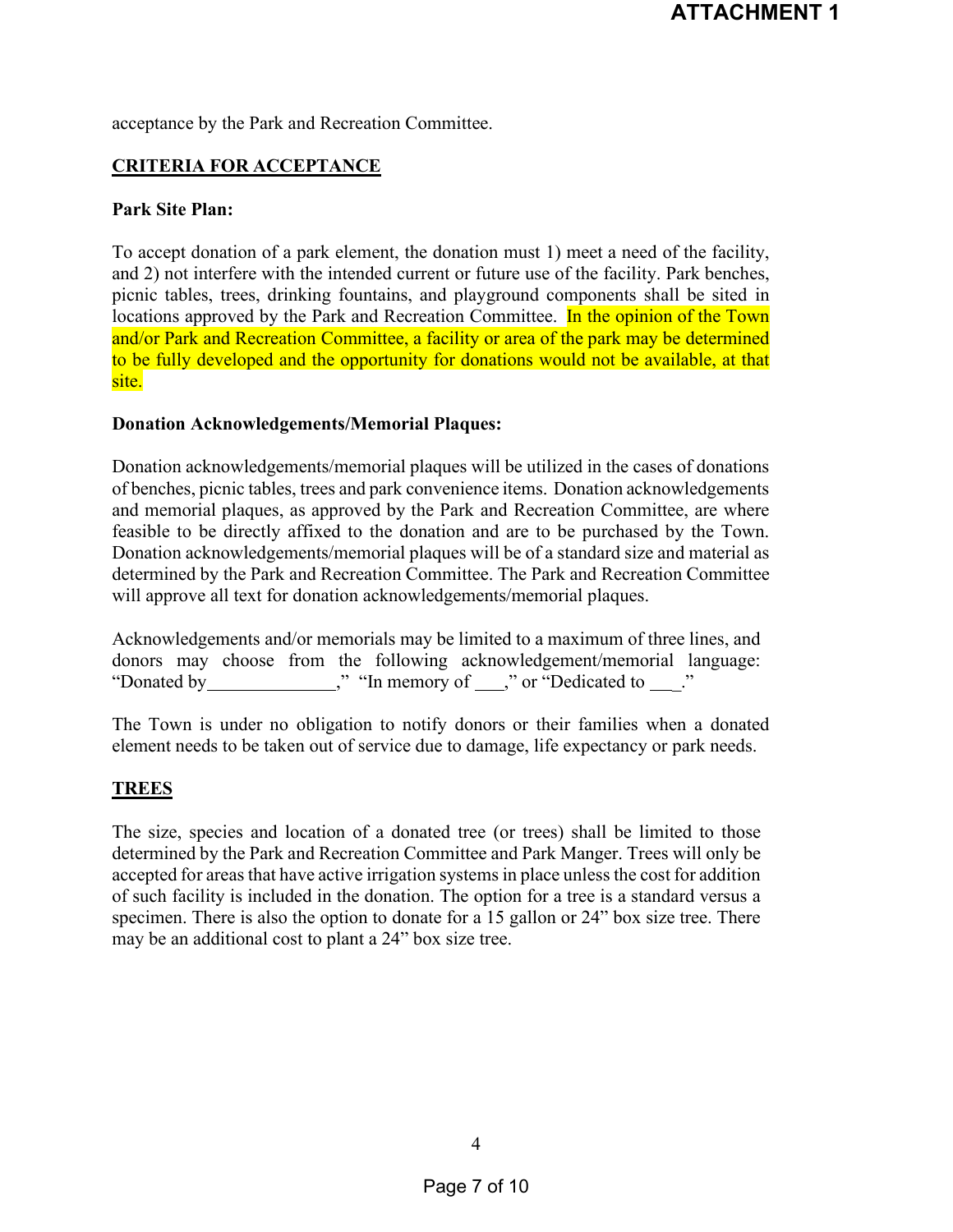acceptance by the Park and Recreation Committee.

## CRITERIA FOR ACCEPTANCE

**Park Site Plan:**

To accept donation of a park element, the donation must 1) meet a need of the facility, and 2) not interfere with the intended current or future use of the facility. Park benches, picnic tables, trees, drinking fountains, and playground components shall be sited in locations approved by the Park and Recreation Committee. In the opinion of the Town and/or Park and Recreation Committee, a facility or area of the park may be determined to be fully developed and the opportunity for donations would not be available, at that site.

**Donation Acknowledgements/Memorial Plaques:**

Donation acknowledgements/memorial plaques will be utilized in the cases of donations of benches, picnic tables, trees and park convenience items. Donation acknowledgements and memorial plaques, as approved by the Park and Recreation Committee, are where feasible to be directly affixed to the donation and are to be purchased by the Town. Donation acknowledgements/memorial plaques will be of a standard size and material as determined by the Park and Recreation Committee. The Park and Recreation Committee will approve all text for donation acknowledgements/memorial plaques.

Acknowledgements and/or memorials may be limited to a maximum of three lines, and donors may choose from the following acknowledgement/memorial language: "Donated by______________," "In memory of ___," or "Dedicated to ___."

The Town is under no obligation to notify donors or their families when a donated element needs to be taken out of service due to damage, life expectancy or park needs.

## TREES

The size, species and location of a donated tree (or trees) shall be limited to those determined by the Park and Recreation Committee and Park Manger. Trees will only be accepted for areas that have active irrigation systems in place unless the cost for addition of such facility is included in the donation. The option for a tree is a standard versus a specimen. There is also the option to donate for a 15 gallon or 24" box size tree. There may be an additional cost to plant a 24" box size tree.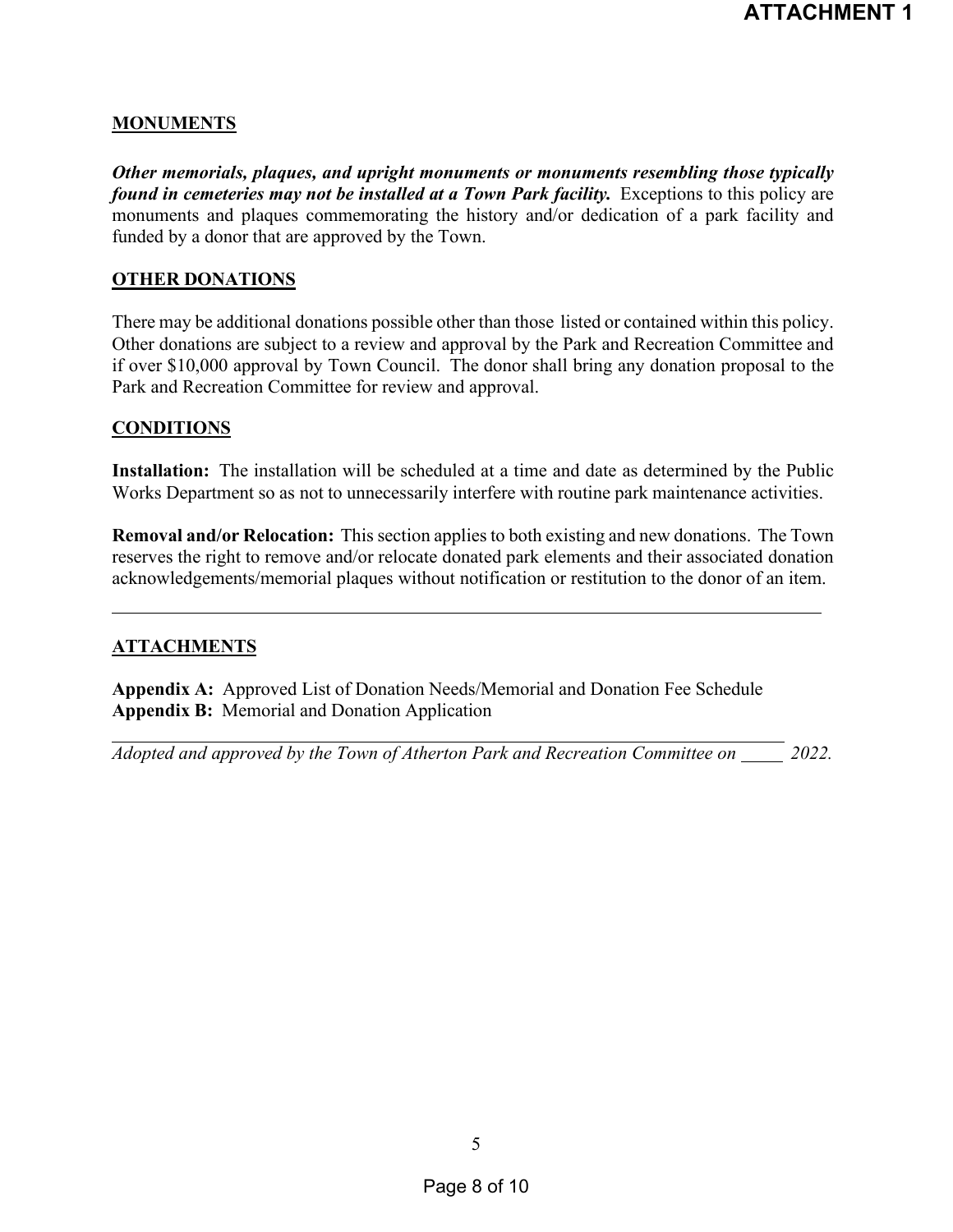## MONUMENTS

***Other memorials, plaques, and upright monuments or monuments resembling those typically found in cemeteries may not be installed at a Town Park facility.*** Exceptions to this policy are monuments and plaques commemorating the history and/or dedication of a park facility and funded by a donor that are approved by the Town.

## OTHER DONATIONS

There may be additional donations possible other than those listed or contained within this policy. Other donations are subject to a review and approval by the Park and Recreation Committee and if over $10,000 approval by Town Council. The donor shall bring any donation proposal to the Park and Recreation Committee for review and approval.

## CONDITIONS

**Installation:** The installation will be scheduled at a time and date as determined by the Public Works Department so as not to unnecessarily interfere with routine park maintenance activities.

**Removal and/or Relocation:** This section applies to both existing and new donations. The Town reserves the right to remove and/or relocate donated park elements and their associated donation acknowledgements/memorial plaques without notification or restitution to the donor of an item.

---

## ATTACHMENTS

**Appendix A:** Approved List of Donation Needs/Memorial and Donation Fee Schedule
**Appendix B:** Memorial and Donation Application

---

*Adopted and approved by the Town of Atherton Park and Recreation Committee on \_\_\_\_\_ 2022.*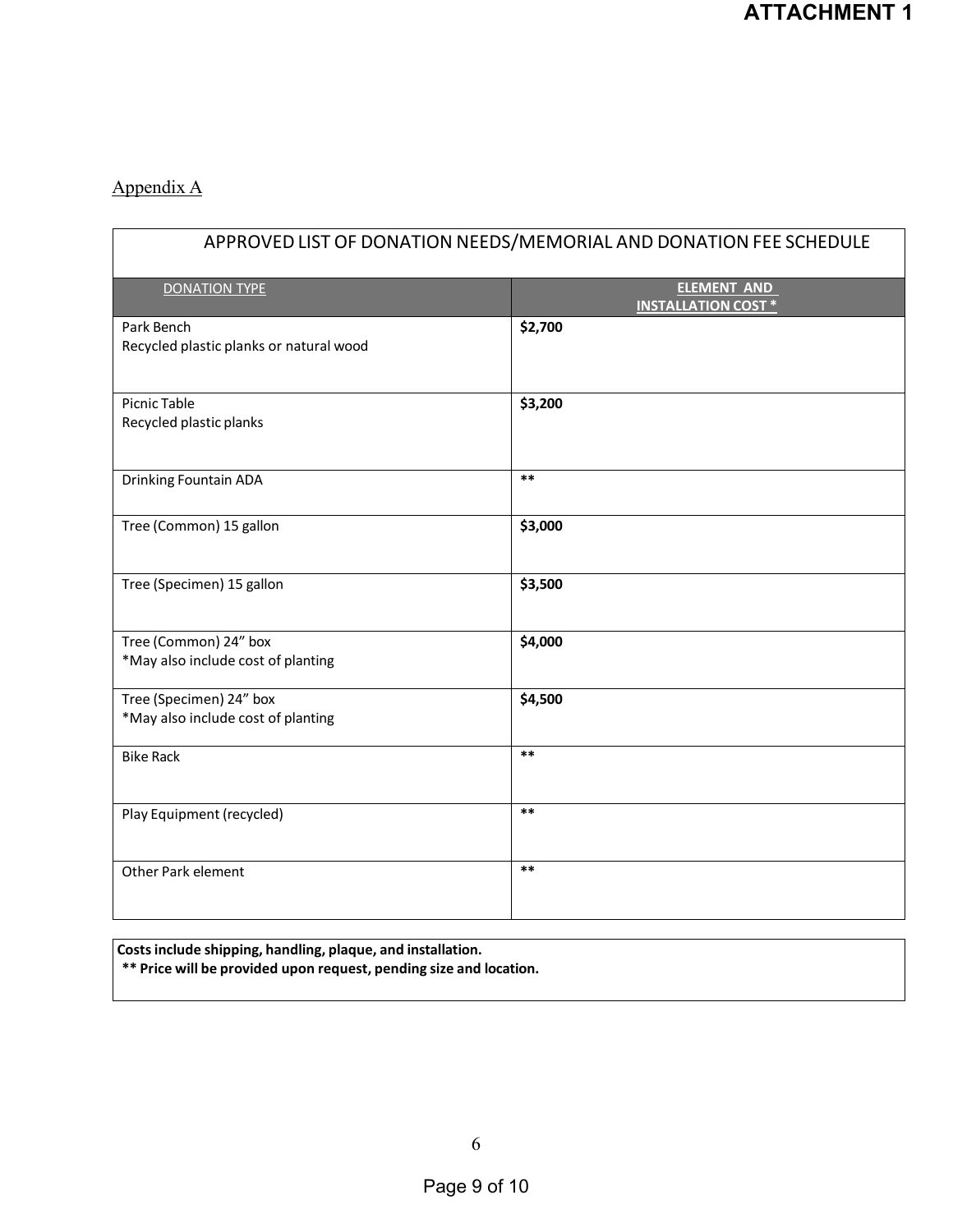**ATTACHMENT 1**

Appendix A

| APPROVED LIST OF DONATION NEEDS/MEMORIAL AND DONATION FEE SCHEDULE | |
|---|---|
| DONATION TYPE | ELEMENT AND INSTALLATION COST * |
| Park Bench<br>Recycled plastic planks or natural wood | **$2,700** |
| Picnic Table<br>Recycled plastic planks | **$3,200** |
| Drinking Fountain ADA | ** |
| Tree (Common) 15 gallon | **$3,000** |
| Tree (Specimen) 15 gallon | **$3,500** |
| Tree (Common) 24" box<br>*May also include cost of planting | **$4,000** |
| Tree (Specimen) 24" box<br>*May also include cost of planting | **$4,500** |
| Bike Rack | ** |
| Play Equipment (recycled) | ** |
| Other Park element | ** |

**Costs include shipping, handling, plaque, and installation.**
**** Price will be provided upon request, pending size and location.**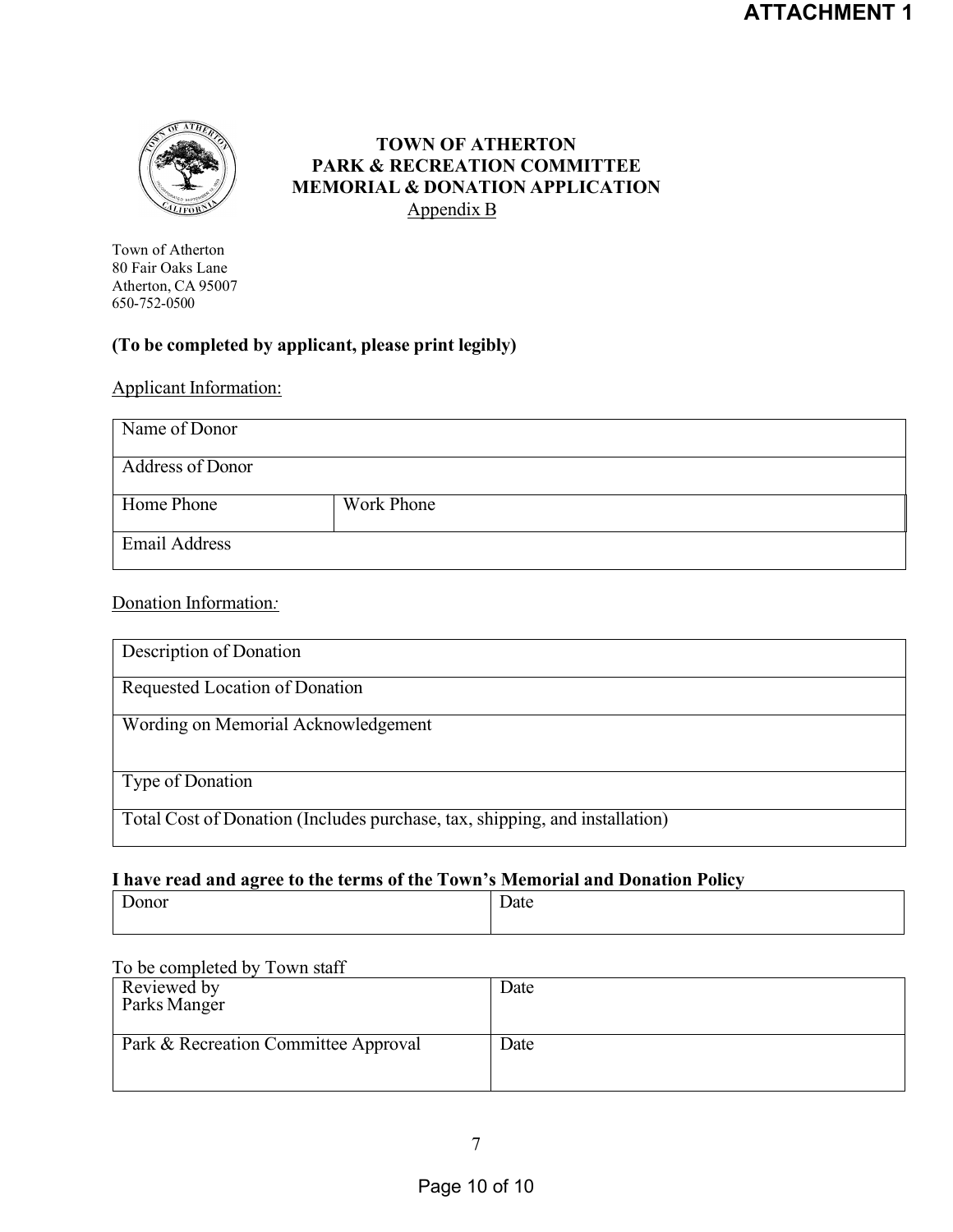**ATTACHMENT 1**

# TOWN OF ATHERTON
## PARK & RECREATION COMMITTEE
## MEMORIAL & DONATION APPLICATION
Appendix B

Town of Atherton
80 Fair Oaks Lane
Atherton, CA 95007
650-752-0500

**(To be completed by applicant, please print legibly)**

Applicant Information:

| | |
|---|---|
| Name of Donor | |
| Address of Donor | |
| Home Phone | Work Phone |
| Email Address | |

Donation Information:

| |
|---|
| Description of Donation |
| Requested Location of Donation |
| Wording on Memorial Acknowledgement |
| Type of Donation |
| Total Cost of Donation (Includes purchase, tax, shipping, and installation) |

**I have read and agree to the terms of the Town's Memorial and Donation Policy**

| | |
|---|---|
| Donor | Date |

To be completed by Town staff

| | |
|---|---|
| Reviewed by Parks Manger | Date |
| Park & Recreation Committee Approval | Date |